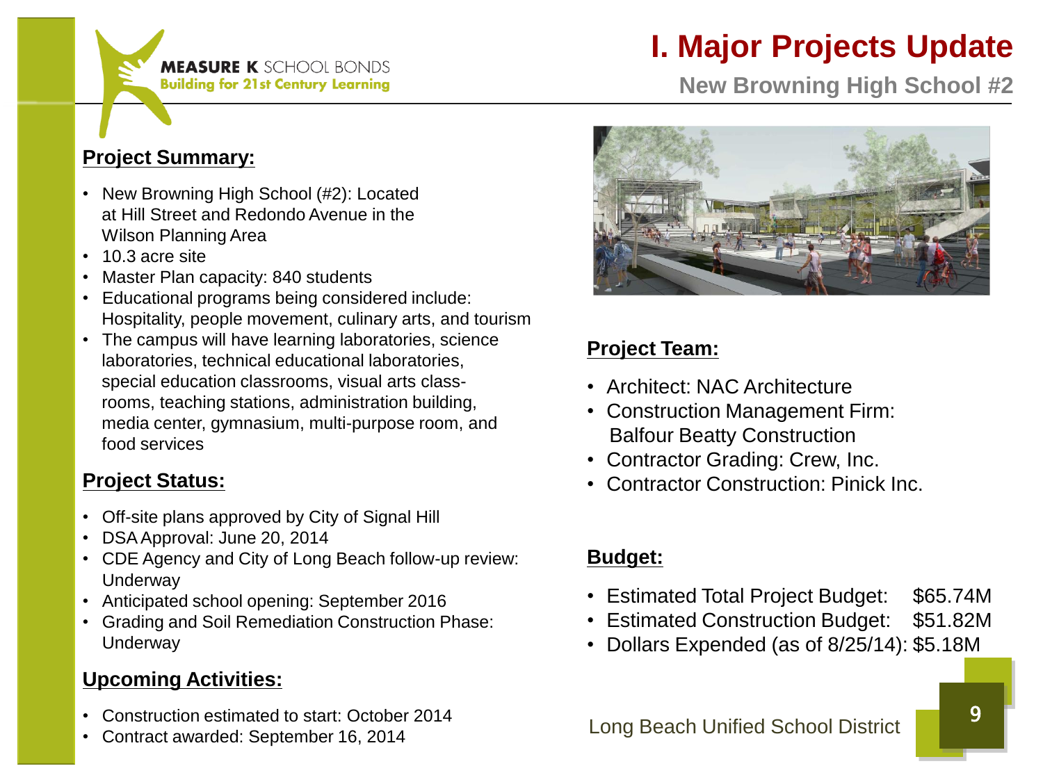MEASURE K SCHOOL BONDS
Building for 21st Century Learning

# I. Major Projects Update

## New Browning High School #2

### Project Summary:

- New Browning High School (#2): Located at Hill Street and Redondo Avenue in the Wilson Planning Area
- 10.3 acre site
- Master Plan capacity: 840 students
- Educational programs being considered include: Hospitality, people movement, culinary arts, and tourism
- The campus will have learning laboratories, science laboratories, technical educational laboratories, special education classrooms, visual arts class-rooms, teaching stations, administration building, media center, gymnasium, multi-purpose room, and food services

### Project Status:

- Off-site plans approved by City of Signal Hill
- DSA Approval: June 20, 2014
- CDE Agency and City of Long Beach follow-up review: Underway
- Anticipated school opening: September 2016
- Grading and Soil Remediation Construction Phase: Underway

### Upcoming Activities:

- Construction estimated to start: October 2014
- Contract awarded: September 16, 2014

### Project Team:

- Architect: NAC Architecture
- Construction Management Firm: Balfour Beatty Construction
- Contractor Grading: Crew, Inc.
- Contractor Construction: Pinick Inc.

### Budget:

- Estimated Total Project Budget: $65.74M
- Estimated Construction Budget: $51.82M
- Dollars Expended (as of 8/25/14): $5.18M

Long Beach Unified School District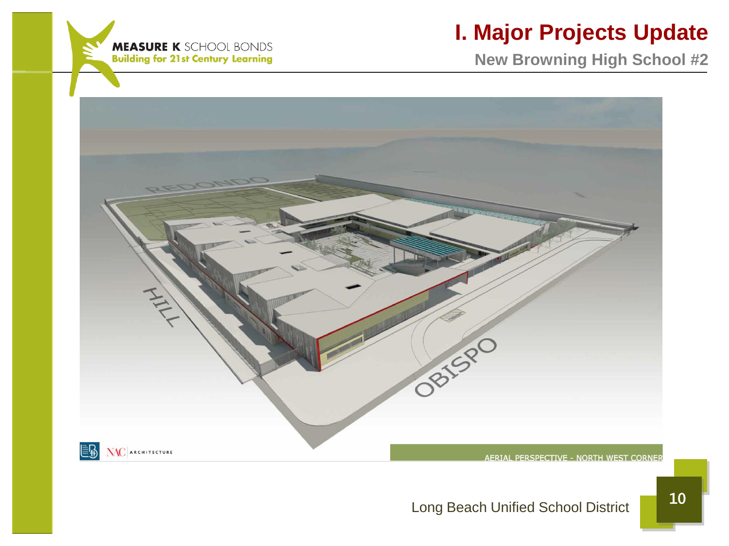MEASURE K SCHOOL BONDS
Building for 21st Century Learning

# I. Major Projects Update

## New Browning High School #2

REDONDO

HILL

OBISPO

NAC ARCHITECTURE

AERIAL PERSPECTIVE - NORTH WEST CORNER

Long Beach Unified School District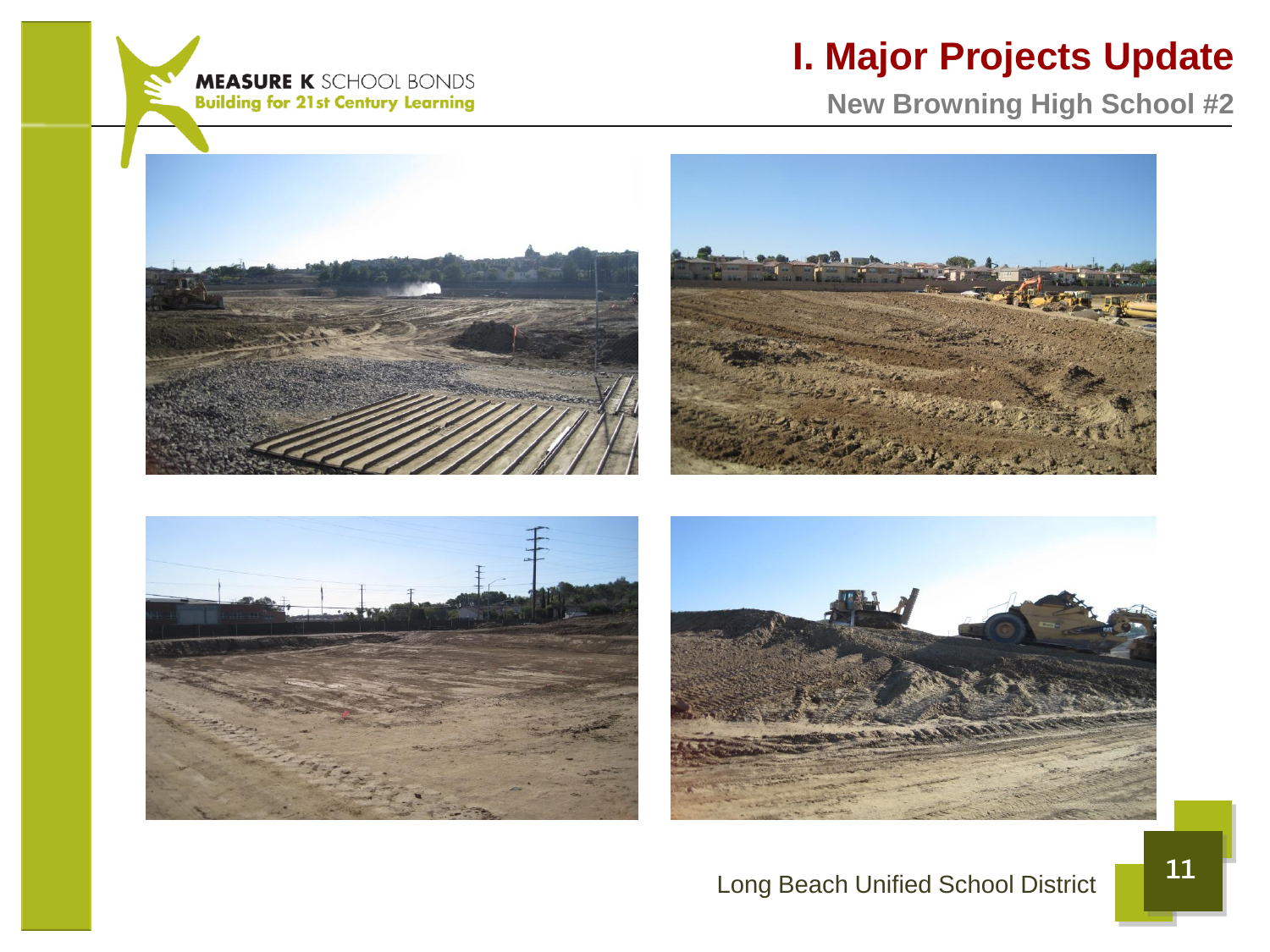MEASURE K SCHOOL BONDS
Building for 21st Century Learning

# I. Major Projects Update

## New Browning High School #2

Long Beach Unified School District